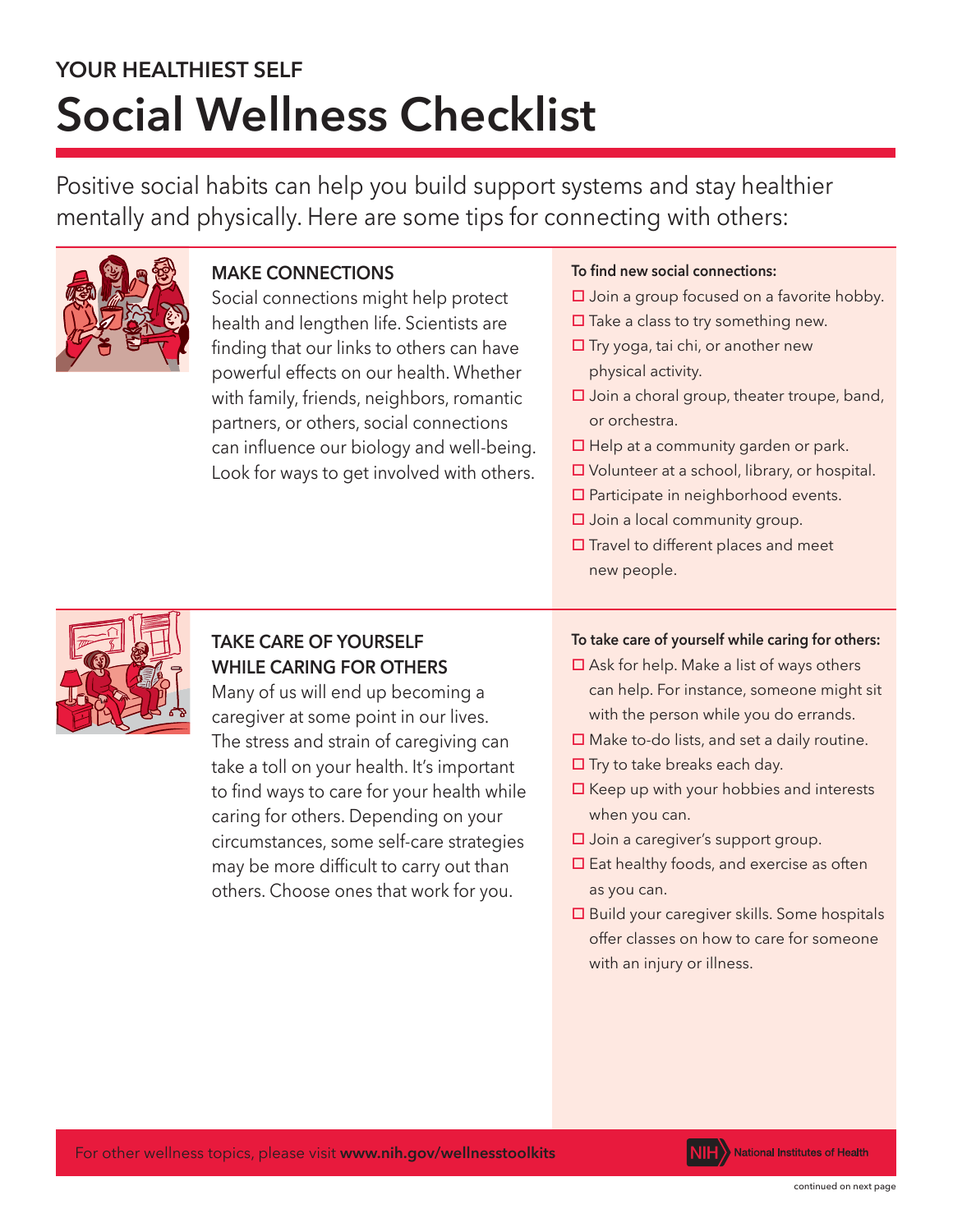YOUR HEALTHIEST SELF

# Social Wellness Checklist

Positive social habits can help you build support systems and stay healthier mentally and physically. Here are some tips for connecting with others:

## MAKE CONNECTIONS

Social connections might help protect health and lengthen life. Scientists are finding that our links to others can have powerful effects on our health. Whether with family, friends, neighbors, romantic partners, or others, social connections can influence our biology and well-being. Look for ways to get involved with others.

**To find new social connections:**

- ☐ Join a group focused on a favorite hobby.
- ☐ Take a class to try something new.
- ☐ Try yoga, tai chi, or another new physical activity.
- ☐ Join a choral group, theater troupe, band, or orchestra.
- ☐ Help at a community garden or park.
- ☐ Volunteer at a school, library, or hospital.
- ☐ Participate in neighborhood events.
- ☐ Join a local community group.
- ☐ Travel to different places and meet new people.

## TAKE CARE OF YOURSELF WHILE CARING FOR OTHERS

Many of us will end up becoming a caregiver at some point in our lives. The stress and strain of caregiving can take a toll on your health. It's important to find ways to care for your health while caring for others. Depending on your circumstances, some self-care strategies may be more difficult to carry out than others. Choose ones that work for you.

**To take care of yourself while caring for others:**

- ☐ Ask for help. Make a list of ways others can help. For instance, someone might sit with the person while you do errands.
- ☐ Make to-do lists, and set a daily routine.
- ☐ Try to take breaks each day.
- ☐ Keep up with your hobbies and interests when you can.
- ☐ Join a caregiver's support group.
- ☐ Eat healthy foods, and exercise as often as you can.
- ☐ Build your caregiver skills. Some hospitals offer classes on how to care for someone with an injury or illness.

For other wellness topics, please visit **www.nih.gov/wellnesstoolkits**

NIH National Institutes of Health

continued on next page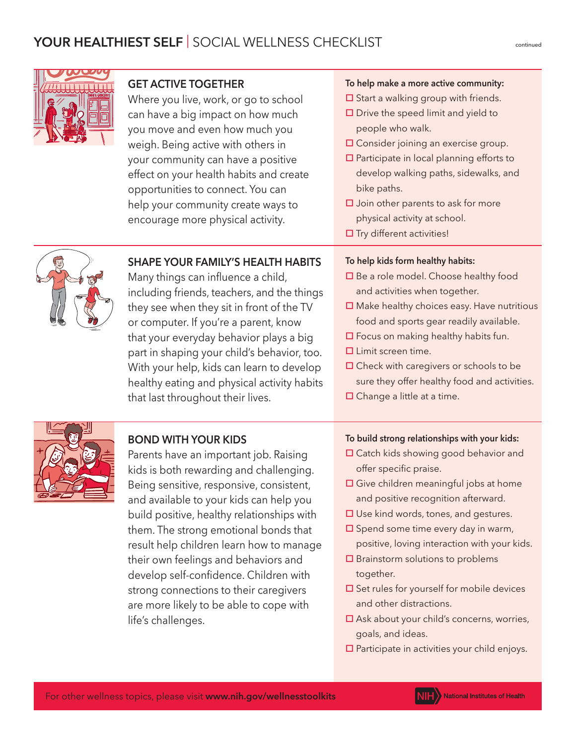# YOUR HEALTHIEST SELF | SOCIAL WELLNESS CHECKLIST

continued

## GET ACTIVE TOGETHER

Where you live, work, or go to school can have a big impact on how much you move and even how much you weigh. Being active with others in your community can have a positive effect on your health habits and create opportunities to connect. You can help your community create ways to encourage more physical activity.

**To help make a more active community:**

- ☐ Start a walking group with friends.
- ☐ Drive the speed limit and yield to people who walk.
- ☐ Consider joining an exercise group.
- ☐ Participate in local planning efforts to develop walking paths, sidewalks, and bike paths.
- ☐ Join other parents to ask for more physical activity at school.
- ☐ Try different activities!

## SHAPE YOUR FAMILY'S HEALTH HABITS

Many things can influence a child, including friends, teachers, and the things they see when they sit in front of the TV or computer. If you're a parent, know that your everyday behavior plays a big part in shaping your child's behavior, too. With your help, kids can learn to develop healthy eating and physical activity habits that last throughout their lives.

**To help kids form healthy habits:**

- ☐ Be a role model. Choose healthy food and activities when together.
- ☐ Make healthy choices easy. Have nutritious food and sports gear readily available.
- ☐ Focus on making healthy habits fun.
- ☐ Limit screen time.
- ☐ Check with caregivers or schools to be sure they offer healthy food and activities.
- ☐ Change a little at a time.

## BOND WITH YOUR KIDS

Parents have an important job. Raising kids is both rewarding and challenging. Being sensitive, responsive, consistent, and available to your kids can help you build positive, healthy relationships with them. The strong emotional bonds that result help children learn how to manage their own feelings and behaviors and develop self-confidence. Children with strong connections to their caregivers are more likely to be able to cope with life's challenges.

**To build strong relationships with your kids:**

- ☐ Catch kids showing good behavior and offer specific praise.
- ☐ Give children meaningful jobs at home and positive recognition afterward.
- ☐ Use kind words, tones, and gestures.
- ☐ Spend some time every day in warm, positive, loving interaction with your kids.
- ☐ Brainstorm solutions to problems together.
- ☐ Set rules for yourself for mobile devices and other distractions.
- ☐ Ask about your child's concerns, worries, goals, and ideas.
- ☐ Participate in activities your child enjoys.

For other wellness topics, please visit **www.nih.gov/wellnesstoolkits**

NIH National Institutes of Health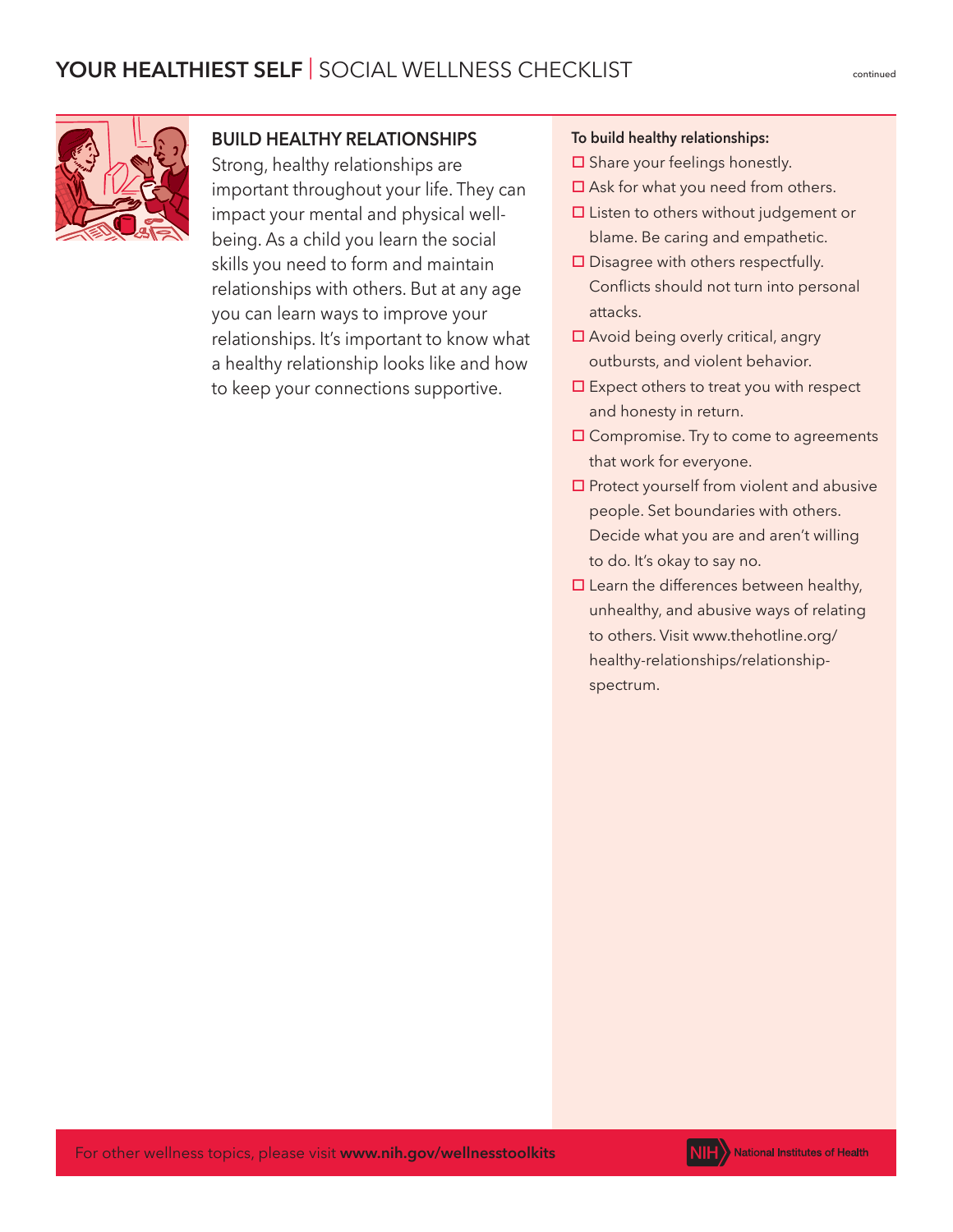## BUILD HEALTHY RELATIONSHIPS

Strong, healthy relationships are important throughout your life. They can impact your mental and physical well-being. As a child you learn the social skills you need to form and maintain relationships with others. But at any age you can learn ways to improve your relationships. It's important to know what a healthy relationship looks like and how to keep your connections supportive.

**To build healthy relationships:**

- ☐ Share your feelings honestly.
- ☐ Ask for what you need from others.
- ☐ Listen to others without judgement or blame. Be caring and empathetic.
- ☐ Disagree with others respectfully. Conflicts should not turn into personal attacks.
- ☐ Avoid being overly critical, angry outbursts, and violent behavior.
- ☐ Expect others to treat you with respect and honesty in return.
- ☐ Compromise. Try to come to agreements that work for everyone.
- ☐ Protect yourself from violent and abusive people. Set boundaries with others. Decide what you are and aren't willing to do. It's okay to say no.
- ☐ Learn the differences between healthy, unhealthy, and abusive ways of relating to others. Visit www.thehotline.org/healthy-relationships/relationship-spectrum.